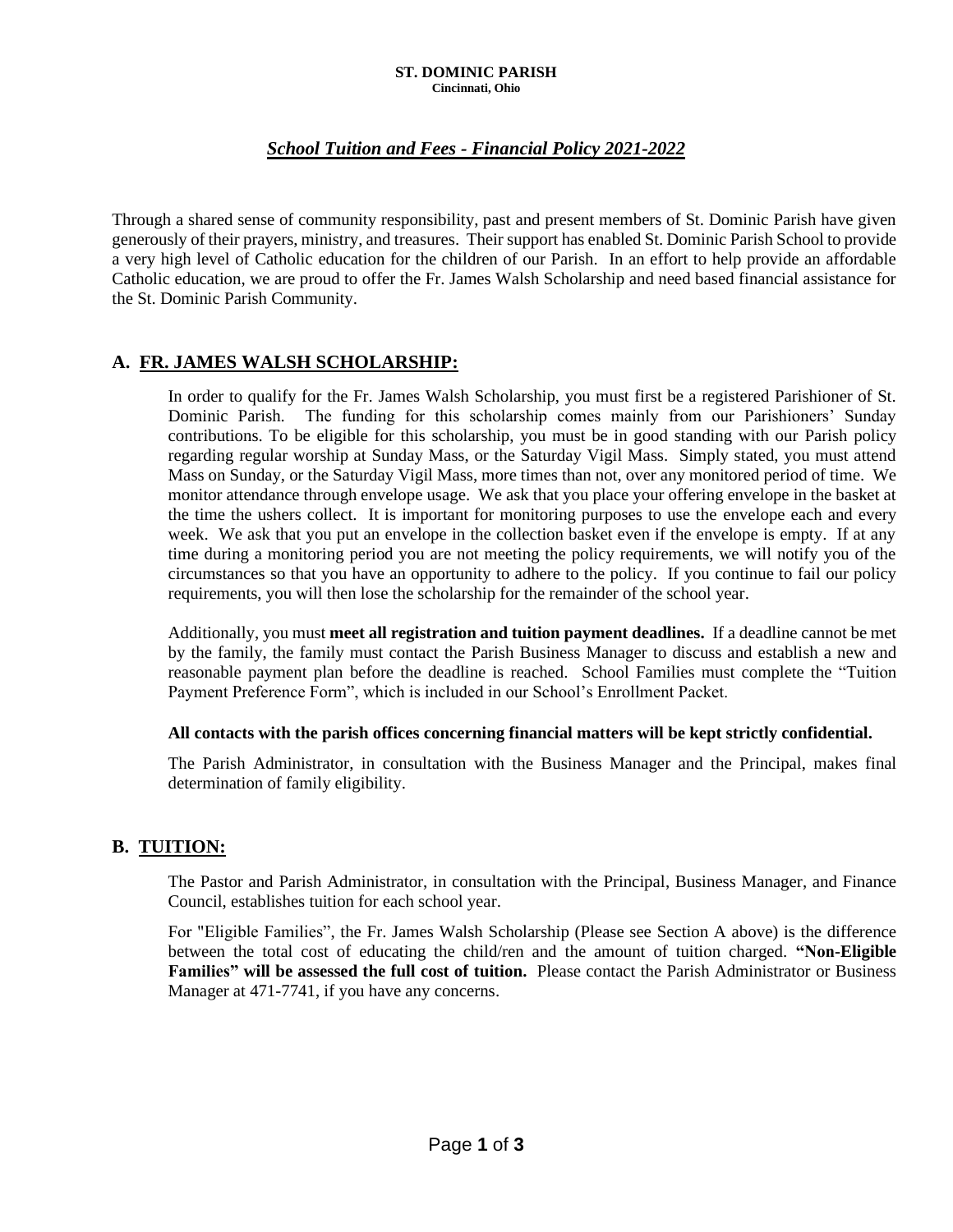**ST. DOMINIC PARISH**
**Cincinnati, Ohio**

# ***School Tuition and Fees - Financial Policy 2021-2022***

Through a shared sense of community responsibility, past and present members of St. Dominic Parish have given generously of their prayers, ministry, and treasures. Their support has enabled St. Dominic Parish School to provide a very high level of Catholic education for the children of our Parish. In an effort to help provide an affordable Catholic education, we are proud to offer the Fr. James Walsh Scholarship and need based financial assistance for the St. Dominic Parish Community.

## A. FR. JAMES WALSH SCHOLARSHIP:

In order to qualify for the Fr. James Walsh Scholarship, you must first be a registered Parishioner of St. Dominic Parish. The funding for this scholarship comes mainly from our Parishioners' Sunday contributions. To be eligible for this scholarship, you must be in good standing with our Parish policy regarding regular worship at Sunday Mass, or the Saturday Vigil Mass. Simply stated, you must attend Mass on Sunday, or the Saturday Vigil Mass, more times than not, over any monitored period of time. We monitor attendance through envelope usage. We ask that you place your offering envelope in the basket at the time the ushers collect. It is important for monitoring purposes to use the envelope each and every week. We ask that you put an envelope in the collection basket even if the envelope is empty. If at any time during a monitoring period you are not meeting the policy requirements, we will notify you of the circumstances so that you have an opportunity to adhere to the policy. If you continue to fail our policy requirements, you will then lose the scholarship for the remainder of the school year.

Additionally, you must **meet all registration and tuition payment deadlines.** If a deadline cannot be met by the family, the family must contact the Parish Business Manager to discuss and establish a new and reasonable payment plan before the deadline is reached. School Families must complete the "Tuition Payment Preference Form", which is included in our School's Enrollment Packet.

**All contacts with the parish offices concerning financial matters will be kept strictly confidential.**

The Parish Administrator, in consultation with the Business Manager and the Principal, makes final determination of family eligibility.

## B. TUITION:

The Pastor and Parish Administrator, in consultation with the Principal, Business Manager, and Finance Council, establishes tuition for each school year.

For "Eligible Families", the Fr. James Walsh Scholarship (Please see Section A above) is the difference between the total cost of educating the child/ren and the amount of tuition charged. **"Non-Eligible Families" will be assessed the full cost of tuition.** Please contact the Parish Administrator or Business Manager at 471-7741, if you have any concerns.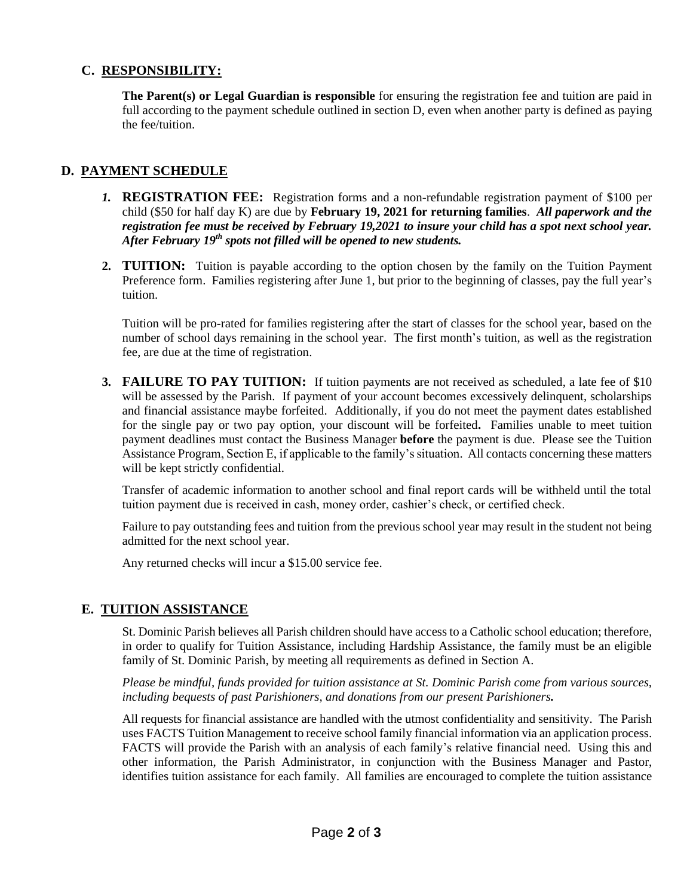## C. RESPONSIBILITY:

**The Parent(s) or Legal Guardian is responsible** for ensuring the registration fee and tuition are paid in full according to the payment schedule outlined in section D, even when another party is defined as paying the fee/tuition.

## D. PAYMENT SCHEDULE

1. **REGISTRATION FEE:** Registration forms and a non-refundable registration payment of $100 per child ($50 for half day K) are due by **February 19, 2021 for returning families**. ***All paperwork and the registration fee must be received by February 19,2021 to insure your child has a spot next school year. After February 19th spots not filled will be opened to new students.***

2. **TUITION:** Tuition is payable according to the option chosen by the family on the Tuition Payment Preference form. Families registering after June 1, but prior to the beginning of classes, pay the full year's tuition.

   Tuition will be pro-rated for families registering after the start of classes for the school year, based on the number of school days remaining in the school year. The first month's tuition, as well as the registration fee, are due at the time of registration.

3. **FAILURE TO PAY TUITION:** If tuition payments are not received as scheduled, a late fee of $10 will be assessed by the Parish. If payment of your account becomes excessively delinquent, scholarships and financial assistance maybe forfeited. Additionally, if you do not meet the payment dates established for the single pay or two pay option, your discount will be forfeited**.** Families unable to meet tuition payment deadlines must contact the Business Manager **before** the payment is due. Please see the Tuition Assistance Program, Section E, if applicable to the family's situation. All contacts concerning these matters will be kept strictly confidential.

   Transfer of academic information to another school and final report cards will be withheld until the total tuition payment due is received in cash, money order, cashier's check, or certified check.

   Failure to pay outstanding fees and tuition from the previous school year may result in the student not being admitted for the next school year.

   Any returned checks will incur a $15.00 service fee.

## E. TUITION ASSISTANCE

St. Dominic Parish believes all Parish children should have access to a Catholic school education; therefore, in order to qualify for Tuition Assistance, including Hardship Assistance, the family must be an eligible family of St. Dominic Parish, by meeting all requirements as defined in Section A.

*Please be mindful, funds provided for tuition assistance at St. Dominic Parish come from various sources, including bequests of past Parishioners, and donations from our present Parishioners.*

All requests for financial assistance are handled with the utmost confidentiality and sensitivity. The Parish uses FACTS Tuition Management to receive school family financial information via an application process. FACTS will provide the Parish with an analysis of each family's relative financial need. Using this and other information, the Parish Administrator, in conjunction with the Business Manager and Pastor, identifies tuition assistance for each family. All families are encouraged to complete the tuition assistance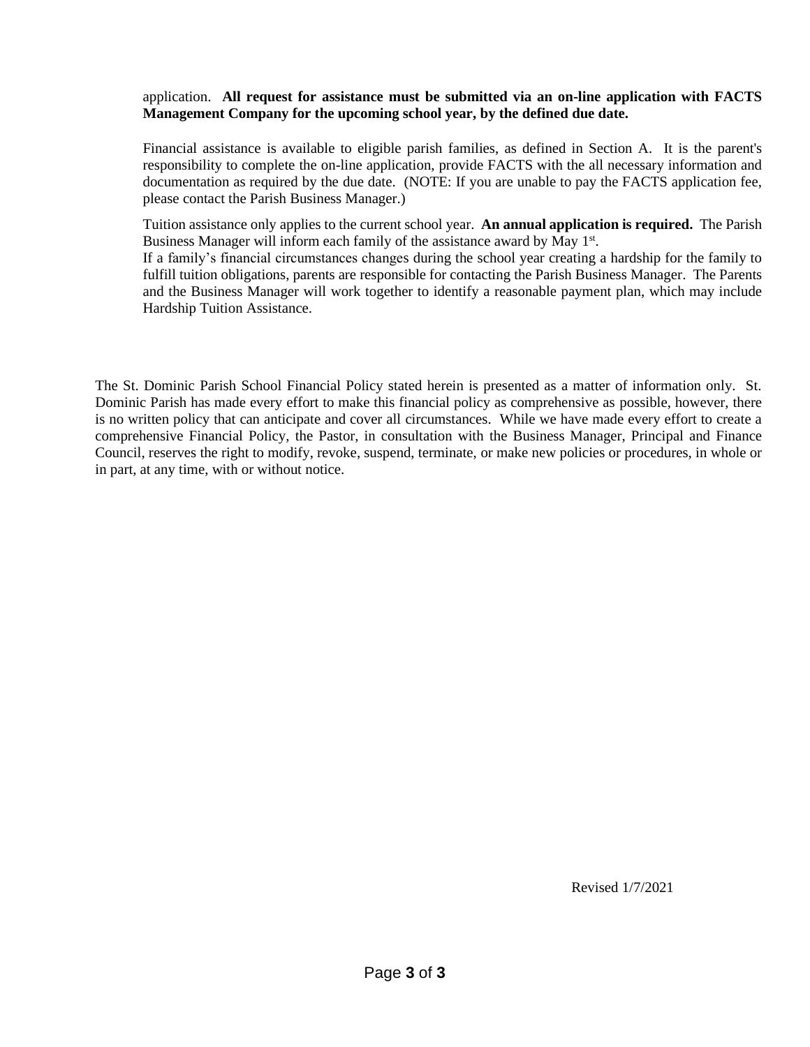application. **All request for assistance must be submitted via an on-line application with FACTS Management Company for the upcoming school year, by the defined due date.**

Financial assistance is available to eligible parish families, as defined in Section A. It is the parent's responsibility to complete the on-line application, provide FACTS with the all necessary information and documentation as required by the due date. (NOTE: If you are unable to pay the FACTS application fee, please contact the Parish Business Manager.)

Tuition assistance only applies to the current school year. **An annual application is required.** The Parish Business Manager will inform each family of the assistance award by May 1st.

If a family's financial circumstances changes during the school year creating a hardship for the family to fulfill tuition obligations, parents are responsible for contacting the Parish Business Manager. The Parents and the Business Manager will work together to identify a reasonable payment plan, which may include Hardship Tuition Assistance.

The St. Dominic Parish School Financial Policy stated herein is presented as a matter of information only. St. Dominic Parish has made every effort to make this financial policy as comprehensive as possible, however, there is no written policy that can anticipate and cover all circumstances. While we have made every effort to create a comprehensive Financial Policy, the Pastor, in consultation with the Business Manager, Principal and Finance Council, reserves the right to modify, revoke, suspend, terminate, or make new policies or procedures, in whole or in part, at any time, with or without notice.

Revised 1/7/2021